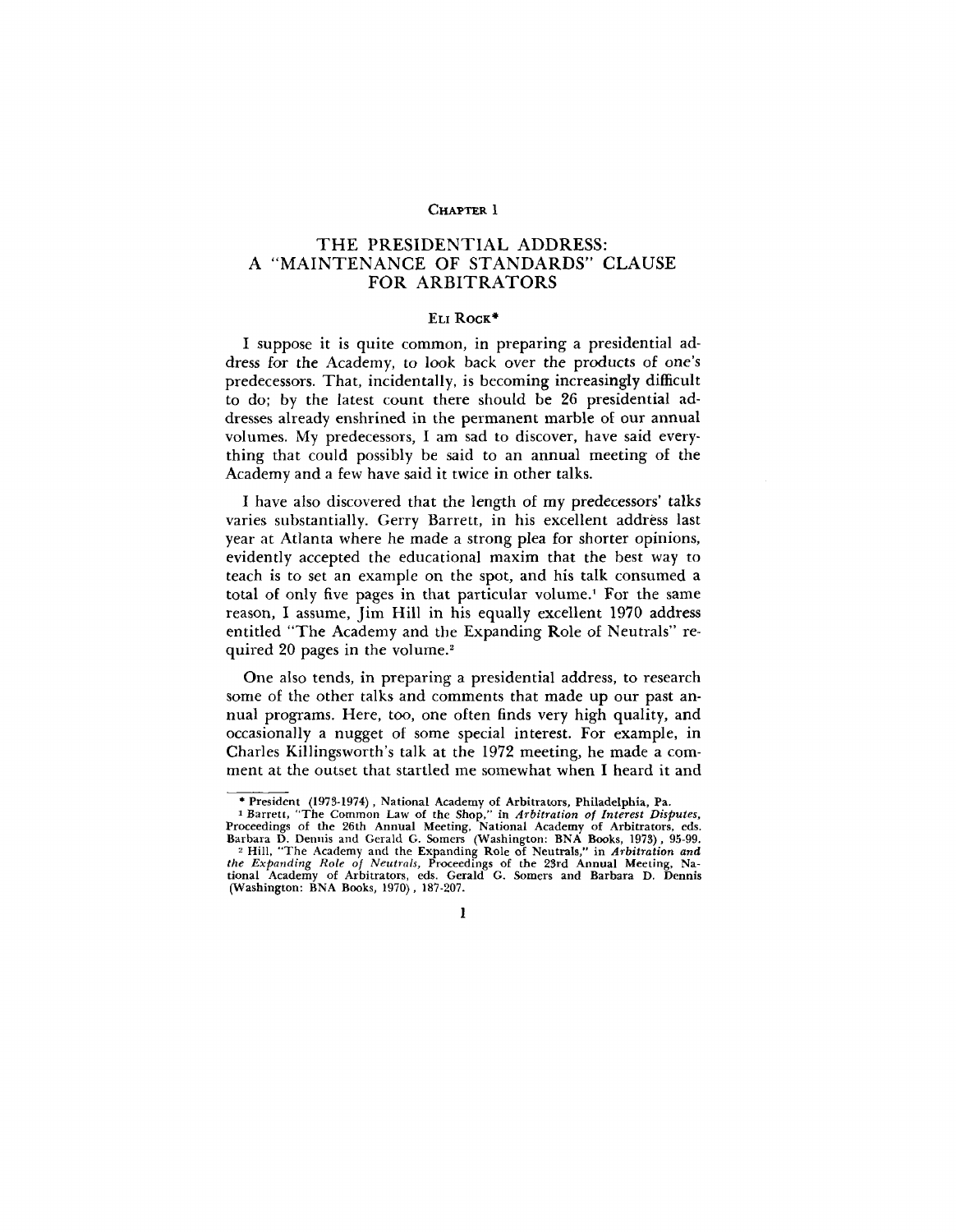CHAPTER 1

# THE PRESIDENTIAL ADDRESS: A "MAINTENANCE OF STANDARDS" CLAUSE FOR ARBITRATORS

ELI ROCK*

I suppose it is quite common, in preparing a presidential address for the Academy, to look back over the products of one's predecessors. That, incidentally, is becoming increasingly difficult to do; by the latest count there should be 26 presidential addresses already enshrined in the permanent marble of our annual volumes. My predecessors, I am sad to discover, have said everything that could possibly be said to an annual meeting of the Academy and a few have said it twice in other talks.

I have also discovered that the length of my predecessors' talks varies substantially. Gerry Barrett, in his excellent address last year at Atlanta where he made a strong plea for shorter opinions, evidently accepted the educational maxim that the best way to teach is to set an example on the spot, and his talk consumed a total of only five pages in that particular volume.[1] For the same reason, I assume, Jim Hill in his equally excellent 1970 address entitled "The Academy and the Expanding Role of Neutrals" required 20 pages in the volume.[2]

One also tends, in preparing a presidential address, to research some of the other talks and comments that made up our past annual programs. Here, too, one often finds very high quality, and occasionally a nugget of some special interest. For example, in Charles Killingsworth's talk at the 1972 meeting, he made a comment at the outset that startled me somewhat when I heard it and

---

\* President (1973-1974), National Academy of Arbitrators, Philadelphia, Pa.

[1] Barrett, "The Common Law of the Shop," in *Arbitration of Interest Disputes*, Proceedings of the 26th Annual Meeting, National Academy of Arbitrators, eds. Barbara D. Dennis and Gerald G. Somers (Washington: BNA Books, 1973), 95-99.

[2] Hill, "The Academy and the Expanding Role of Neutrals," in *Arbitration and the Expanding Role of Neutrals*, Proceedings of the 23rd Annual Meeting, National Academy of Arbitrators, eds. Gerald G. Somers and Barbara D. Dennis (Washington: BNA Books, 1970), 187-207.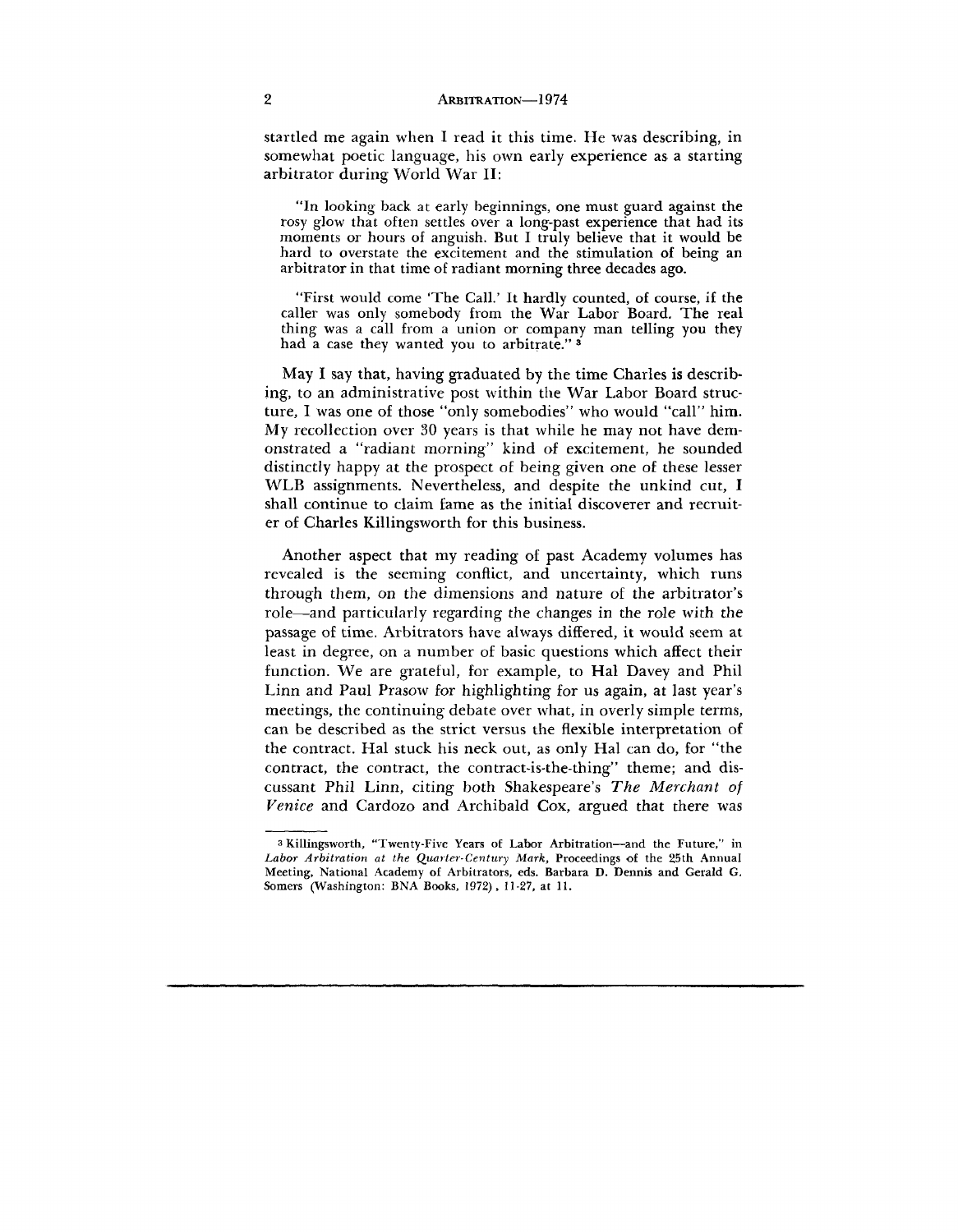startled me again when I read it this time. He was describing, in somewhat poetic language, his own early experience as a starting arbitrator during World War II:

> "In looking back at early beginnings, one must guard against the rosy glow that often settles over a long-past experience that had its moments or hours of anguish. But I truly believe that it would be hard to overstate the excitement and the stimulation of being an arbitrator in that time of radiant morning three decades ago.
>
> "First would come 'The Call.' It hardly counted, of course, if the caller was only somebody from the War Labor Board. The real thing was a call from a union or company man telling you they had a case they wanted you to arbitrate." [3]

May I say that, having graduated by the time Charles is describing, to an administrative post within the War Labor Board structure, I was one of those "only somebodies" who would "call" him. My recollection over 30 years is that while he may not have demonstrated a "radiant morning" kind of excitement, he sounded distinctly happy at the prospect of being given one of these lesser WLB assignments. Nevertheless, and despite the unkind cut, I shall continue to claim fame as the initial discoverer and recruiter of Charles Killingsworth for this business.

Another aspect that my reading of past Academy volumes has revealed is the seeming conflict, and uncertainty, which runs through them, on the dimensions and nature of the arbitrator's role—and particularly regarding the changes in the role with the passage of time. Arbitrators have always differed, it would seem at least in degree, on a number of basic questions which affect their function. We are grateful, for example, to Hal Davey and Phil Linn and Paul Prasow for highlighting for us again, at last year's meetings, the continuing debate over what, in overly simple terms, can be described as the strict versus the flexible interpretation of the contract. Hal stuck his neck out, as only Hal can do, for "the contract, the contract, the contract-is-the-thing" theme; and discussant Phil Linn, citing both Shakespeare's *The Merchant of Venice* and Cardozo and Archibald Cox, argued that there was

---

[3] Killingsworth, "Twenty-Five Years of Labor Arbitration—and the Future," in *Labor Arbitration at the Quarter-Century Mark*, Proceedings of the 25th Annual Meeting, National Academy of Arbitrators, eds. Barbara D. Dennis and Gerald G. Somers (Washington: BNA Books, 1972), 11-27, at 11.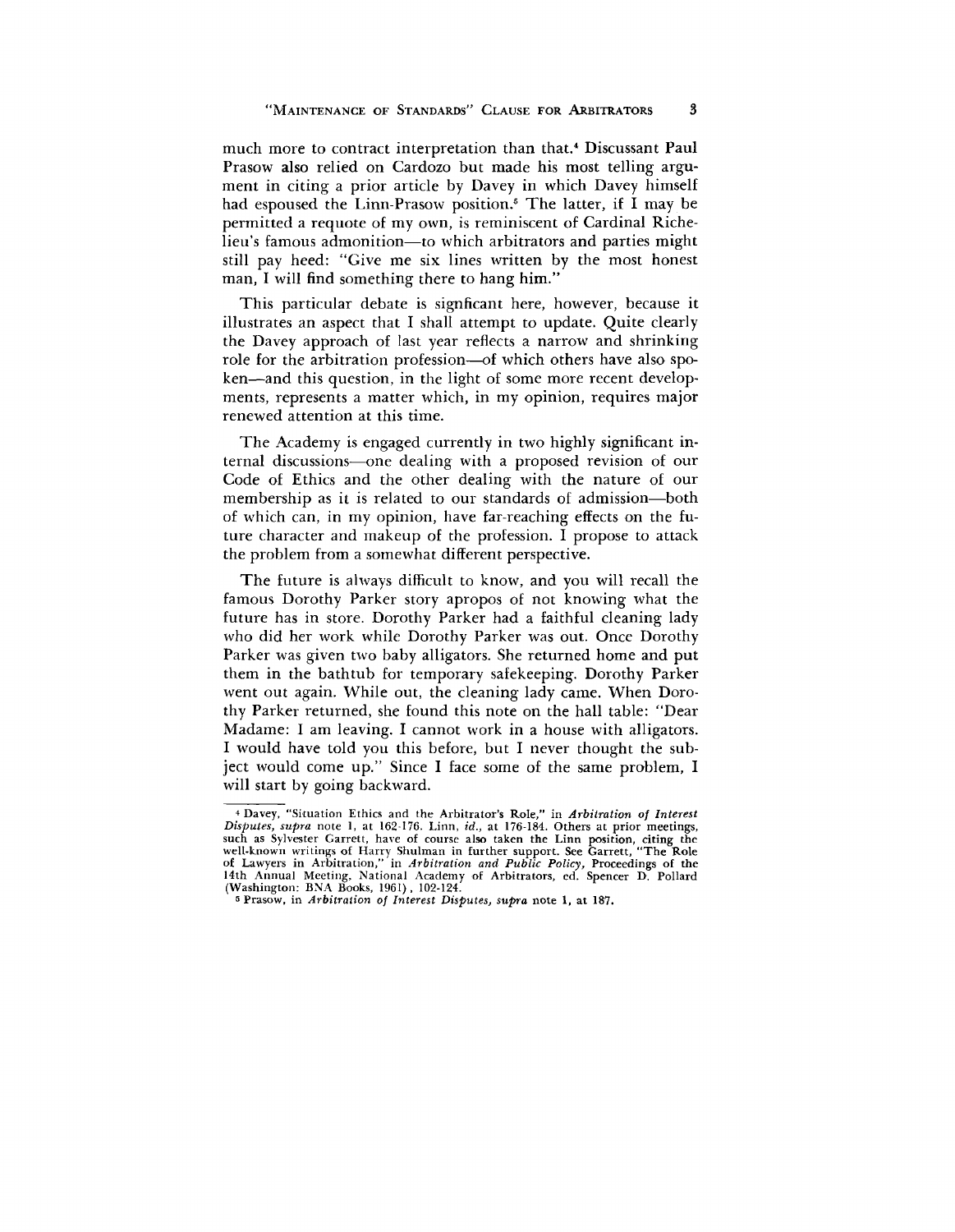much more to contract interpretation than that.[4] Discussant Paul Prasow also relied on Cardozo but made his most telling argument in citing a prior article by Davey in which Davey himself had espoused the Linn-Prasow position.[5] The latter, if I may be permitted a requote of my own, is reminiscent of Cardinal Richelieu's famous admonition—to which arbitrators and parties might still pay heed: "Give me six lines written by the most honest man, I will find something there to hang him."

This particular debate is signficant here, however, because it illustrates an aspect that I shall attempt to update. Quite clearly the Davey approach of last year reflects a narrow and shrinking role for the arbitration profession—of which others have also spoken—and this question, in the light of some more recent developments, represents a matter which, in my opinion, requires major renewed attention at this time.

The Academy is engaged currently in two highly significant internal discussions—one dealing with a proposed revision of our Code of Ethics and the other dealing with the nature of our membership as it is related to our standards of admission—both of which can, in my opinion, have far-reaching effects on the future character and makeup of the profession. I propose to attack the problem from a somewhat different perspective.

The future is always difficult to know, and you will recall the famous Dorothy Parker story apropos of not knowing what the future has in store. Dorothy Parker had a faithful cleaning lady who did her work while Dorothy Parker was out. Once Dorothy Parker was given two baby alligators. She returned home and put them in the bathtub for temporary safekeeping. Dorothy Parker went out again. While out, the cleaning lady came. When Dorothy Parker returned, she found this note on the hall table: "Dear Madame: I am leaving. I cannot work in a house with alligators. I would have told you this before, but I never thought the subject would come up." Since I face some of the same problem, I will start by going backward.

---

[4] Davey, "Situation Ethics and the Arbitrator's Role," in *Arbitration of Interest Disputes, supra* note 1, at 162-176. Linn, *id.*, at 176-184. Others at prior meetings, such as Sylvester Garrett, have of course also taken the Linn position, citing the well-known writings of Harry Shulman in further support. See Garrett, "The Role of Lawyers in Arbitration," in *Arbitration and Public Policy*, Proceedings of the 14th Annual Meeting, National Academy of Arbitrators, ed. Spencer D. Pollard (Washington: BNA Books, 1961), 102-124.

[5] Prasow, in *Arbitration of Interest Disputes, supra* note 1, at 187.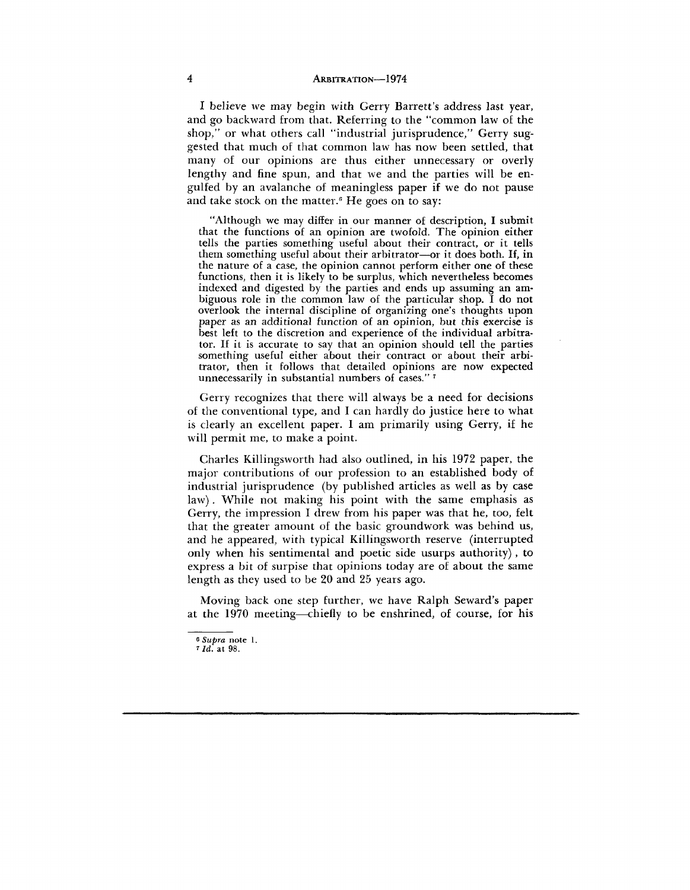I believe we may begin with Gerry Barrett's address last year, and go backward from that. Referring to the "common law of the shop," or what others call "industrial jurisprudence," Gerry suggested that much of that common law has now been settled, that many of our opinions are thus either unnecessary or overly lengthy and fine spun, and that we and the parties will be engulfed by an avalanche of meaningless paper if we do not pause and take stock on the matter.[6] He goes on to say:

> "Although we may differ in our manner of description, I submit that the functions of an opinion are twofold. The opinion either tells the parties something useful about their contract, or it tells them something useful about their arbitrator—or it does both. If, in the nature of a case, the opinion cannot perform either one of these functions, then it is likely to be surplus, which nevertheless becomes indexed and digested by the parties and ends up assuming an ambiguous role in the common law of the particular shop. I do not overlook the internal discipline of organizing one's thoughts upon paper as an additional function of an opinion, but this exercise is best left to the discretion and experience of the individual arbitrator. If it is accurate to say that an opinion should tell the parties something useful either about their contract or about their arbitrator, then it follows that detailed opinions are now expected unnecessarily in substantial numbers of cases." [7]

Gerry recognizes that there will always be a need for decisions of the conventional type, and I can hardly do justice here to what is clearly an excellent paper. I am primarily using Gerry, if he will permit me, to make a point.

Charles Killingsworth had also outlined, in his 1972 paper, the major contributions of our profession to an established body of industrial jurisprudence (by published articles as well as by case law). While not making his point with the same emphasis as Gerry, the impression I drew from his paper was that he, too, felt that the greater amount of the basic groundwork was behind us, and he appeared, with typical Killingsworth reserve (interrupted only when his sentimental and poetic side usurps authority), to express a bit of surpise that opinions today are of about the same length as they used to be 20 and 25 years ago.

Moving back one step further, we have Ralph Seward's paper at the 1970 meeting—chiefly to be enshrined, of course, for his

---

[6] *Supra* note 1.

[7] *Id.* at 98.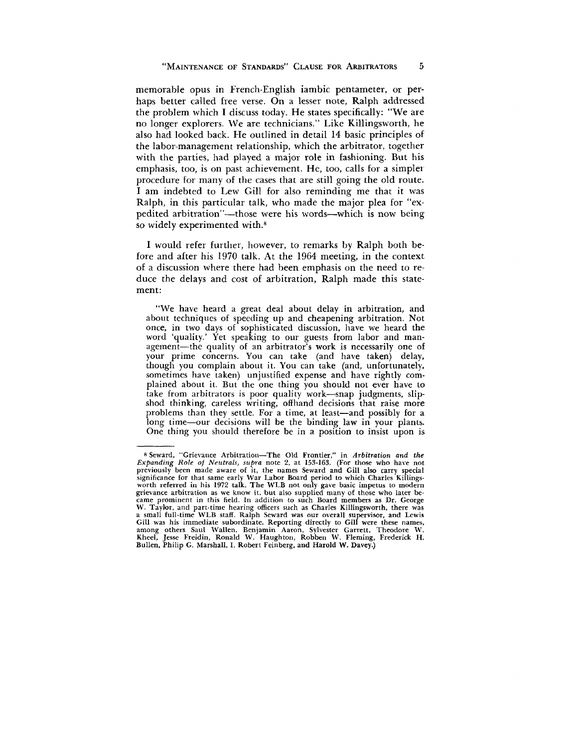memorable opus in French-English iambic pentameter, or perhaps better called free verse. On a lesser note, Ralph addressed the problem which I discuss today. He states specifically: "We are no longer explorers. We are technicians." Like Killingsworth, he also had looked back. He outlined in detail 14 basic principles of the labor-management relationship, which the arbitrator, together with the parties, had played a major role in fashioning. But his emphasis, too, is on past achievement. He, too, calls for a simpler procedure for many of the cases that are still going the old route. I am indebted to Lew Gill for also reminding me that it was Ralph, in this particular talk, who made the major plea for "expedited arbitration"—those were his words—which is now being so widely experimented with.[8]

I would refer further, however, to remarks by Ralph both before and after his 1970 talk. At the 1964 meeting, in the context of a discussion where there had been emphasis on the need to reduce the delays and cost of arbitration, Ralph made this statement:

> "We have heard a great deal about delay in arbitration, and about techniques of speeding up and cheapening arbitration. Not once, in two days of sophisticated discussion, have we heard the word 'quality.' Yet speaking to our guests from labor and management—the quality of an arbitrator's work is necessarily one of your prime concerns. You can take (and have taken) delay, though you complain about it. You can take (and, unfortunately, sometimes have taken) unjustified expense and have rightly complained about it. But the one thing you should not ever have to take from arbitrators is poor quality work—snap judgments, slipshod thinking, careless writing, offhand decisions that raise more problems than they settle. For a time, at least—and possibly for a long time—our decisions will be the binding law in your plants. One thing you should therefore be in a position to insist upon is

---

[8] Seward, "Grievance Arbitration—The Old Frontier," in *Arbitration and the Expanding Role of Neutrals, supra* note 2, at 153-163. (For those who have not previously been made aware of it, the names Seward and Gill also carry special significance for that same early War Labor Board period to which Charles Killingsworth referred in his 1972 talk. The WLB not only gave basic impetus to modern grievance arbitration as we know it, but also supplied many of those who later became prominent in this field. In addition to such Board members as Dr. George W. Taylor, and part-time hearing officers such as Charles Killingsworth, there was a small full-time WLB staff. Ralph Seward was our overall supervisor, and Lewis Gill was his immediate subordinate. Reporting directly to Gill were these names, among others Saul Wallen, Benjamin Aaron, Sylvester Garrett, Theodore W. Kheel, Jesse Freidin, Ronald W. Haughton, Robben W. Fleming, Frederick H. Bullen, Philip G. Marshall, I. Robert Feinberg, and Harold W. Davey.)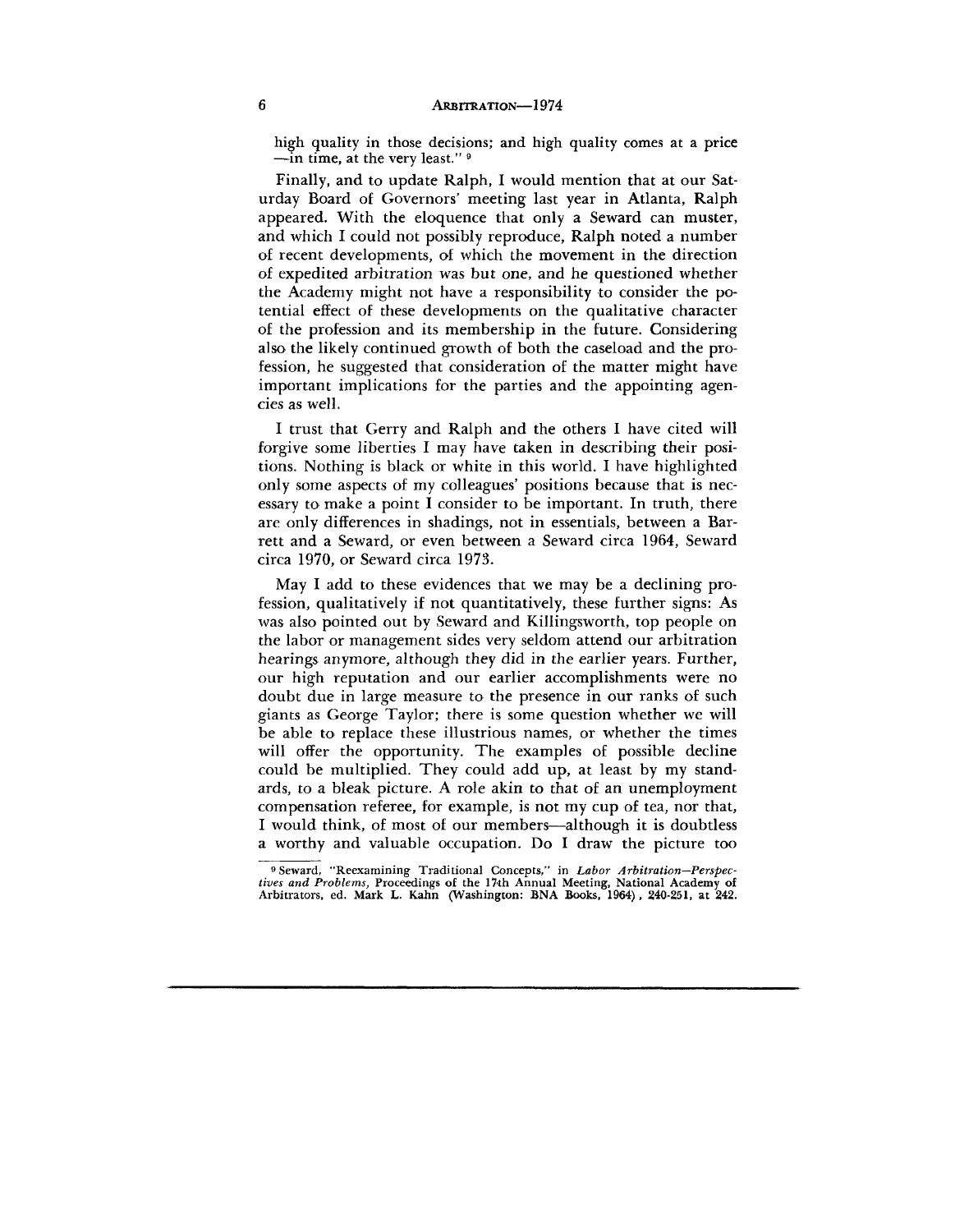high quality in those decisions; and high quality comes at a price —in time, at the very least." [9]

Finally, and to update Ralph, I would mention that at our Saturday Board of Governors' meeting last year in Atlanta, Ralph appeared. With the eloquence that only a Seward can muster, and which I could not possibly reproduce, Ralph noted a number of recent developments, of which the movement in the direction of expedited arbitration was but one, and he questioned whether the Academy might not have a responsibility to consider the potential effect of these developments on the qualitative character of the profession and its membership in the future. Considering also the likely continued growth of both the caseload and the profession, he suggested that consideration of the matter might have important implications for the parties and the appointing agencies as well.

I trust that Gerry and Ralph and the others I have cited will forgive some liberties I may have taken in describing their positions. Nothing is black or white in this world. I have highlighted only some aspects of my colleagues' positions because that is necessary to make a point I consider to be important. In truth, there are only differences in shadings, not in essentials, between a Barrett and a Seward, or even between a Seward circa 1964, Seward circa 1970, or Seward circa 1973.

May I add to these evidences that we may be a declining profession, qualitatively if not quantitatively, these further signs: As was also pointed out by Seward and Killingsworth, top people on the labor or management sides very seldom attend our arbitration hearings anymore, although they did in the earlier years. Further, our high reputation and our earlier accomplishments were no doubt due in large measure to the presence in our ranks of such giants as George Taylor; there is some question whether we will be able to replace these illustrious names, or whether the times will offer the opportunity. The examples of possible decline could be multiplied. They could add up, at least by my standards, to a bleak picture. A role akin to that of an unemployment compensation referee, for example, is not my cup of tea, nor that, I would think, of most of our members—although it is doubtless a worthy and valuable occupation. Do I draw the picture too

[9] Seward, "Reexamining Traditional Concepts," in *Labor Arbitration—Perspectives and Problems*, Proceedings of the 17th Annual Meeting, National Academy of Arbitrators, ed. Mark L. Kahn (Washington: BNA Books, 1964), 240-251, at 242.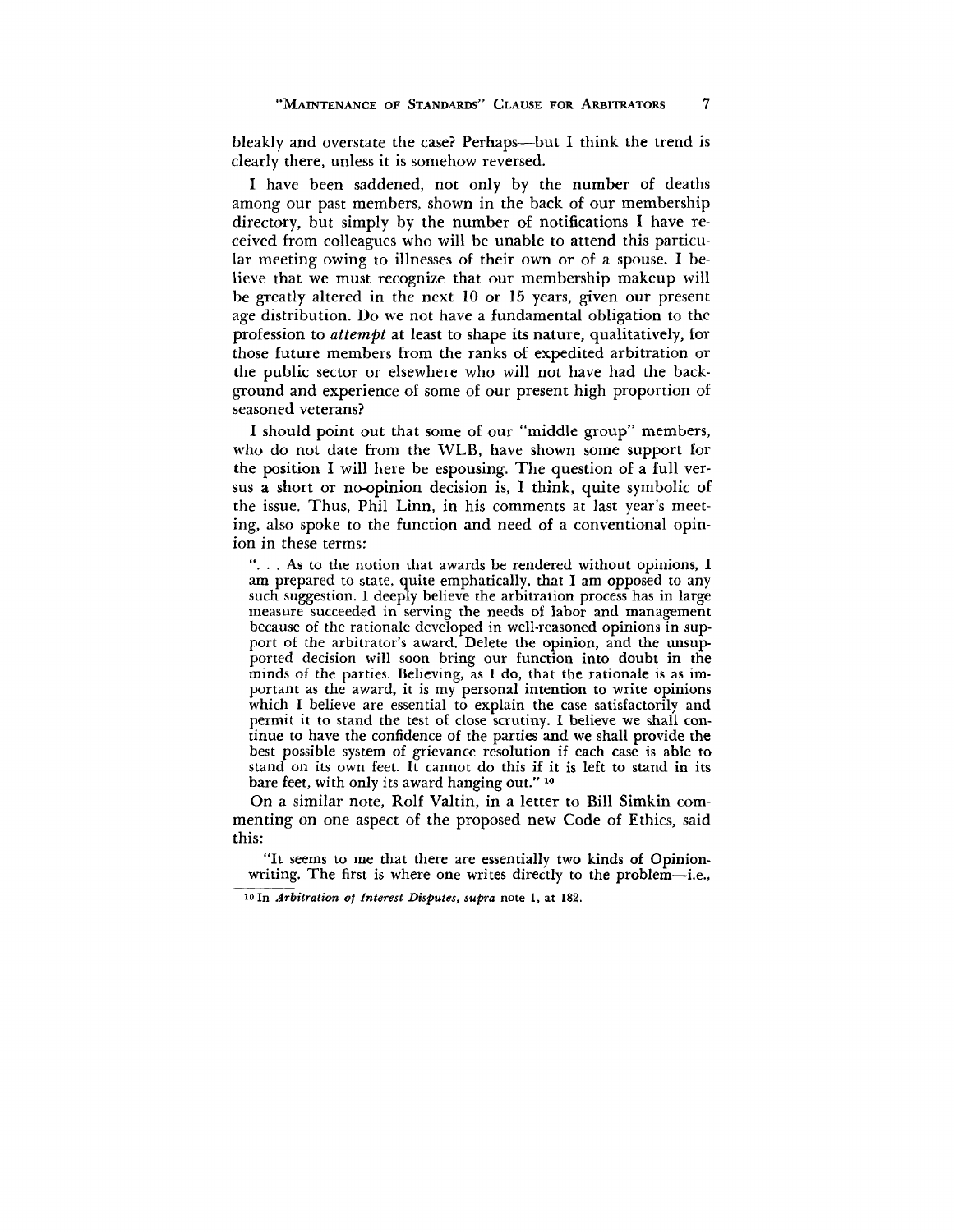bleakly and overstate the case? Perhaps—but I think the trend is clearly there, unless it is somehow reversed.

I have been saddened, not only by the number of deaths among our past members, shown in the back of our membership directory, but simply by the number of notifications I have received from colleagues who will be unable to attend this particular meeting owing to illnesses of their own or of a spouse. I believe that we must recognize that our membership makeup will be greatly altered in the next 10 or 15 years, given our present age distribution. Do we not have a fundamental obligation to the profession to *attempt* at least to shape its nature, qualitatively, for those future members from the ranks of expedited arbitration or the public sector or elsewhere who will not have had the background and experience of some of our present high proportion of seasoned veterans?

I should point out that some of our "middle group" members, who do not date from the WLB, have shown some support for the position I will here be espousing. The question of a full versus a short or no-opinion decision is, I think, quite symbolic of the issue. Thus, Phil Linn, in his comments at last year's meeting, also spoke to the function and need of a conventional opinion in these terms:

> ". . . As to the notion that awards be rendered without opinions, I am prepared to state, quite emphatically, that I am opposed to any such suggestion. I deeply believe the arbitration process has in large measure succeeded in serving the needs of labor and management because of the rationale developed in well-reasoned opinions in support of the arbitrator's award. Delete the opinion, and the unsupported decision will soon bring our function into doubt in the minds of the parties. Believing, as I do, that the rationale is as important as the award, it is my personal intention to write opinions which I believe are essential to explain the case satisfactorily and permit it to stand the test of close scrutiny. I believe we shall continue to have the confidence of the parties and we shall provide the best possible system of grievance resolution if each case is able to stand on its own feet. It cannot do this if it is left to stand in its bare feet, with only its award hanging out." [10]

On a similar note, Rolf Valtin, in a letter to Bill Simkin commenting on one aspect of the proposed new Code of Ethics, said this:

> "It seems to me that there are essentially two kinds of Opinion-writing. The first is where one writes directly to the problem—i.e.,

[10] In *Arbitration of Interest Disputes, supra* note 1, at 182.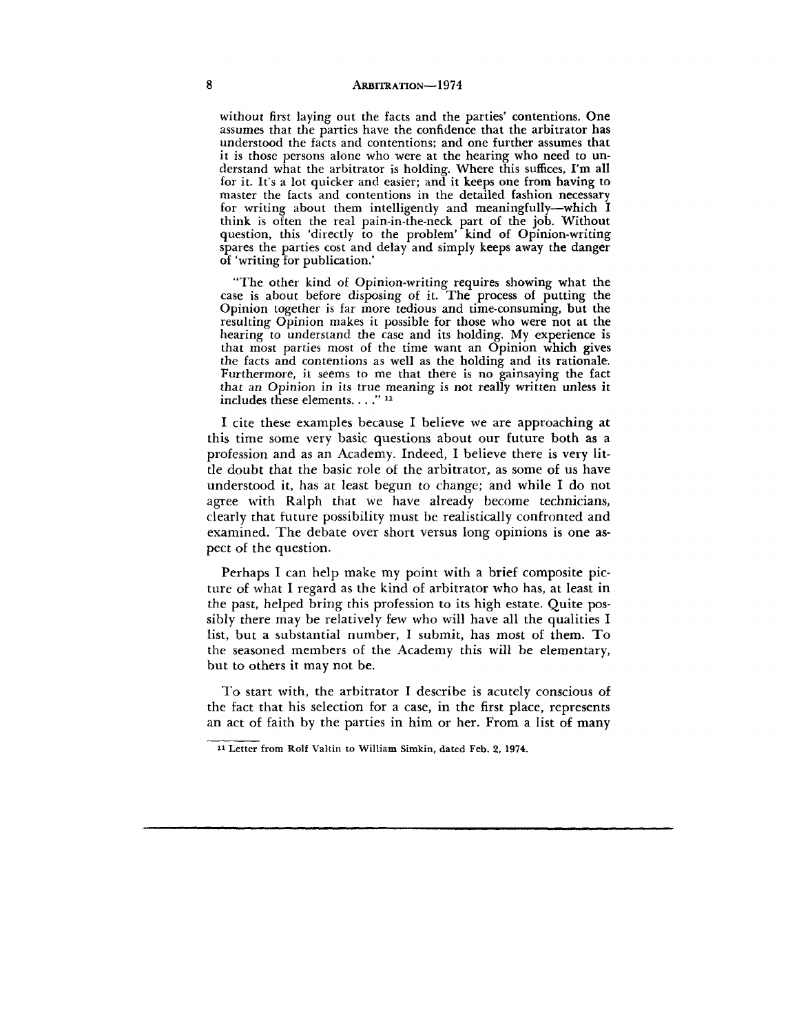without first laying out the facts and the parties' contentions. One assumes that the parties have the confidence that the arbitrator has understood the facts and contentions; and one further assumes that it is those persons alone who were at the hearing who need to understand what the arbitrator is holding. Where this suffices, I'm all for it. It's a lot quicker and easier; and it keeps one from having to master the facts and contentions in the detailed fashion necessary for writing about them intelligently and meaningfully—which I think is often the real pain-in-the-neck part of the job. Without question, this 'directly to the problem' kind of Opinion-writing spares the parties cost and delay and simply keeps away the danger of 'writing for publication.'

"The other kind of Opinion-writing requires showing what the case is about before disposing of it. The process of putting the Opinion together is far more tedious and time-consuming, but the resulting Opinion makes it possible for those who were not at the hearing to understand the case and its holding. My experience is that most parties most of the time want an Opinion which gives the facts and contentions as well as the holding and its rationale. Furthermore, it seems to me that there is no gainsaying the fact that an Opinion in its true meaning is not really written unless it includes these elements. . . ."[11]

I cite these examples because I believe we are approaching at this time some very basic questions about our future both as a profession and as an Academy. Indeed, I believe there is very little doubt that the basic role of the arbitrator, as some of us have understood it, has at least begun to change; and while I do not agree with Ralph that we have already become technicians, clearly that future possibility must be realistically confronted and examined. The debate over short versus long opinions is one aspect of the question.

Perhaps I can help make my point with a brief composite picture of what I regard as the kind of arbitrator who has, at least in the past, helped bring this profession to its high estate. Quite possibly there may be relatively few who will have all the qualities I list, but a substantial number, I submit, has most of them. To the seasoned members of the Academy this will be elementary, but to others it may not be.

To start with, the arbitrator I describe is acutely conscious of the fact that his selection for a case, in the first place, represents an act of faith by the parties in him or her. From a list of many

[11] Letter from Rolf Valtin to William Simkin, dated Feb. 2, 1974.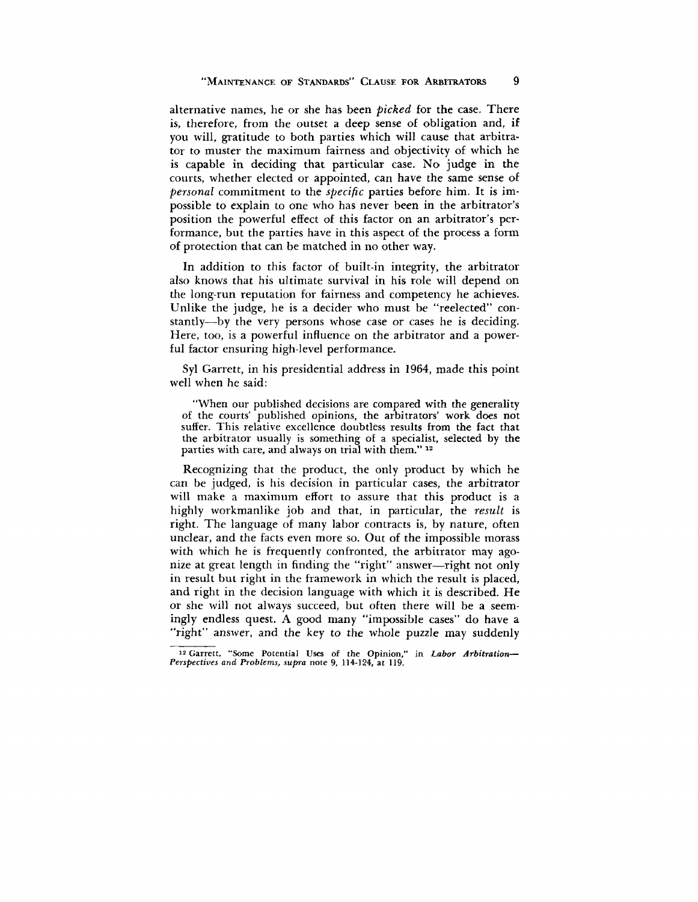alternative names, he or she has been *picked* for the case. There is, therefore, from the outset a deep sense of obligation and, if you will, gratitude to both parties which will cause that arbitrator to muster the maximum fairness and objectivity of which he is capable in deciding that particular case. No judge in the courts, whether elected or appointed, can have the same sense of *personal* commitment to the *specific* parties before him. It is impossible to explain to one who has never been in the arbitrator's position the powerful effect of this factor on an arbitrator's performance, but the parties have in this aspect of the process a form of protection that can be matched in no other way.

In addition to this factor of built-in integrity, the arbitrator also knows that his ultimate survival in his role will depend on the long-run reputation for fairness and competency he achieves. Unlike the judge, he is a decider who must be "reelected" constantly—by the very persons whose case or cases he is deciding. Here, too, is a powerful influence on the arbitrator and a powerful factor ensuring high-level performance.

Syl Garrett, in his presidential address in 1964, made this point well when he said:

> "When our published decisions are compared with the generality of the courts' published opinions, the arbitrators' work does not suffer. This relative excellence doubtless results from the fact that the arbitrator usually is something of a specialist, selected by the parties with care, and always on trial with them." [12]

Recognizing that the product, the only product by which he can be judged, is his decision in particular cases, the arbitrator will make a maximum effort to assure that this product is a highly workmanlike job and that, in particular, the *result* is right. The language of many labor contracts is, by nature, often unclear, and the facts even more so. Out of the impossible morass with which he is frequently confronted, the arbitrator may agonize at great length in finding the "right" answer—right not only in result but right in the framework in which the result is placed, and right in the decision language with which it is described. He or she will not always succeed, but often there will be a seemingly endless quest. A good many "impossible cases" do have a "right" answer, and the key to the whole puzzle may suddenly

[12] Garrett, "Some Potential Uses of the Opinion," in *Labor Arbitration—Perspectives and Problems, supra* note 9, 114-124, at 119.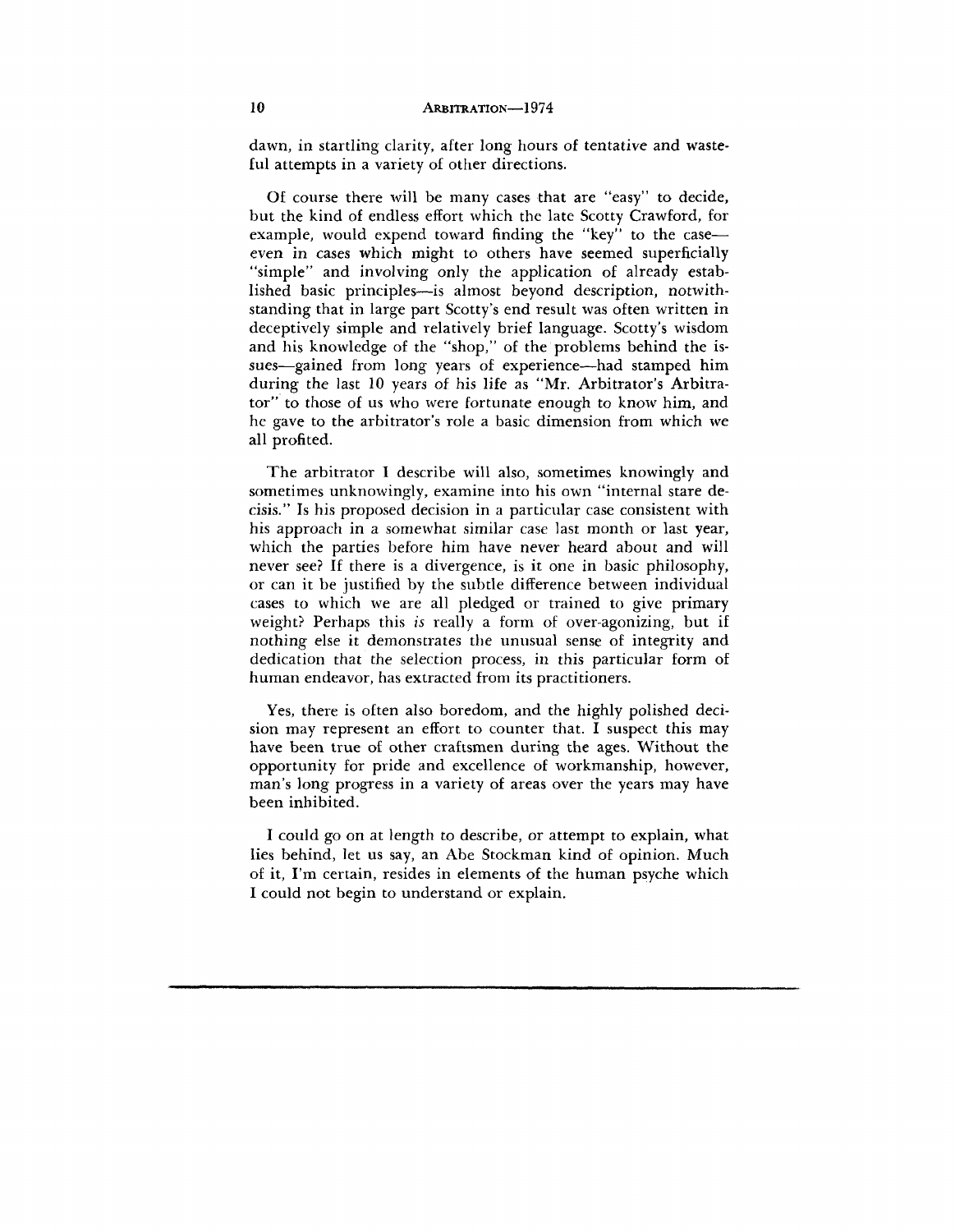dawn, in startling clarity, after long hours of tentative and wasteful attempts in a variety of other directions.

Of course there will be many cases that are "easy" to decide, but the kind of endless effort which the late Scotty Crawford, for example, would expend toward finding the "key" to the case—even in cases which might to others have seemed superficially "simple" and involving only the application of already established basic principles—is almost beyond description, notwithstanding that in large part Scotty's end result was often written in deceptively simple and relatively brief language. Scotty's wisdom and his knowledge of the "shop," of the problems behind the issues—gained from long years of experience—had stamped him during the last 10 years of his life as "Mr. Arbitrator's Arbitrator" to those of us who were fortunate enough to know him, and he gave to the arbitrator's role a basic dimension from which we all profited.

The arbitrator I describe will also, sometimes knowingly and sometimes unknowingly, examine into his own "internal stare decisis." Is his proposed decision in a particular case consistent with his approach in a somewhat similar case last month or last year, which the parties before him have never heard about and will never see? If there is a divergence, is it one in basic philosophy, or can it be justified by the subtle difference between individual cases to which we are all pledged or trained to give primary weight? Perhaps this *is* really a form of over-agonizing, but if nothing else it demonstrates the unusual sense of integrity and dedication that the selection process, in this particular form of human endeavor, has extracted from its practitioners.

Yes, there is often also boredom, and the highly polished decision may represent an effort to counter that. I suspect this may have been true of other craftsmen during the ages. Without the opportunity for pride and excellence of workmanship, however, man's long progress in a variety of areas over the years may have been inhibited.

I could go on at length to describe, or attempt to explain, what lies behind, let us say, an Abe Stockman kind of opinion. Much of it, I'm certain, resides in elements of the human psyche which I could not begin to understand or explain.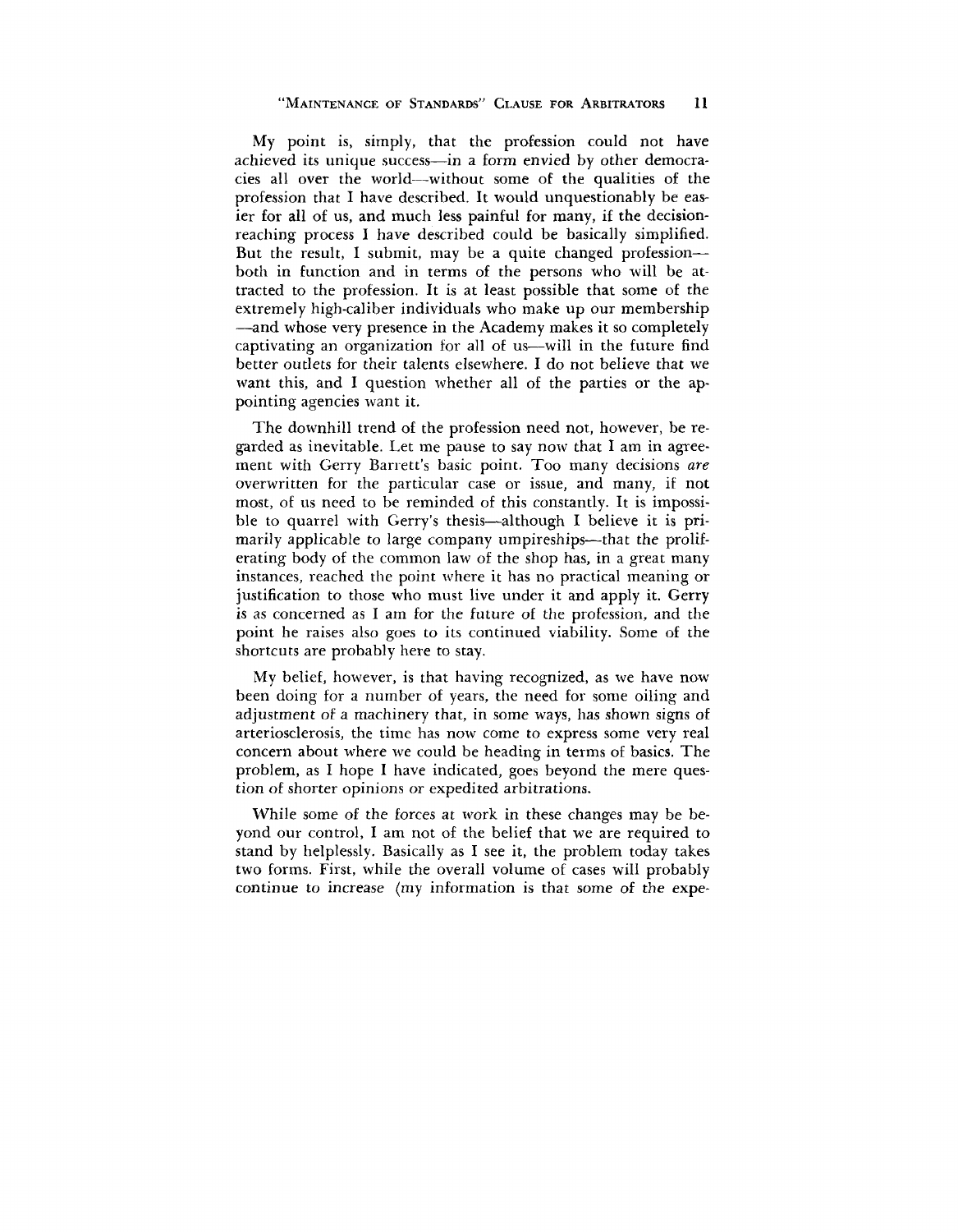My point is, simply, that the profession could not have achieved its unique success—in a form envied by other democracies all over the world—without some of the qualities of the profession that I have described. It would unquestionably be easier for all of us, and much less painful for many, if the decision-reaching process I have described could be basically simplified. But the result, I submit, may be a quite changed profession—both in function and in terms of the persons who will be attracted to the profession. It is at least possible that some of the extremely high-caliber individuals who make up our membership—and whose very presence in the Academy makes it so completely captivating an organization for all of us—will in the future find better outlets for their talents elsewhere. I do not believe that we want this, and I question whether all of the parties or the appointing agencies want it.

The downhill trend of the profession need not, however, be regarded as inevitable. Let me pause to say now that I am in agreement with Gerry Barrett's basic point. Too many decisions *are* overwritten for the particular case or issue, and many, if not most, of us need to be reminded of this constantly. It is impossible to quarrel with Gerry's thesis—although I believe it is primarily applicable to large company umpireships—that the proliferating body of the common law of the shop has, in a great many instances, reached the point where it has no practical meaning or justification to those who must live under it and apply it. Gerry is as concerned as I am for the future of the profession, and the point he raises also goes to its continued viability. Some of the shortcuts are probably here to stay.

My belief, however, is that having recognized, as we have now been doing for a number of years, the need for some oiling and adjustment of a machinery that, in some ways, has shown signs of arteriosclerosis, the time has now come to express some very real concern about where we could be heading in terms of basics. The problem, as I hope I have indicated, goes beyond the mere question of shorter opinions or expedited arbitrations.

While some of the forces at work in these changes may be beyond our control, I am not of the belief that we are required to stand by helplessly. Basically as I see it, the problem today takes two forms. First, while the overall volume of cases will probably continue to increase (my information is that some of the expe-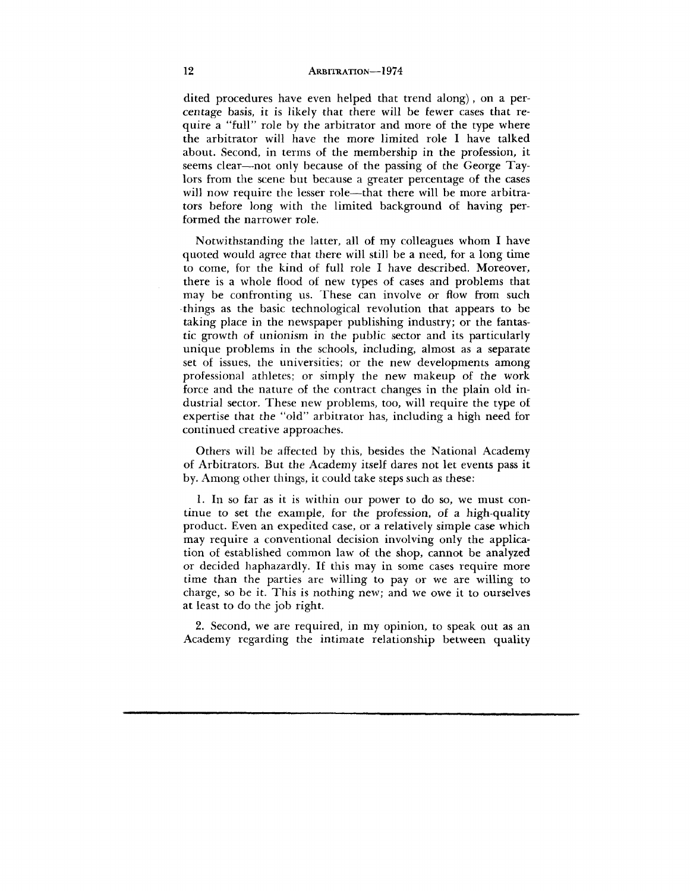dited procedures have even helped that trend along), on a percentage basis, it is likely that there will be fewer cases that require a "full" role by the arbitrator and more of the type where the arbitrator will have the more limited role I have talked about. Second, in terms of the membership in the profession, it seems clear—not only because of the passing of the George Taylors from the scene but because a greater percentage of the cases will now require the lesser role—that there will be more arbitrators before long with the limited background of having performed the narrower role.

Notwithstanding the latter, all of my colleagues whom I have quoted would agree that there will still be a need, for a long time to come, for the kind of full role I have described. Moreover, there is a whole flood of new types of cases and problems that may be confronting us. These can involve or flow from such things as the basic technological revolution that appears to be taking place in the newspaper publishing industry; or the fantastic growth of unionism in the public sector and its particularly unique problems in the schools, including, almost as a separate set of issues, the universities; or the new developments among professional athletes; or simply the new makeup of the work force and the nature of the contract changes in the plain old industrial sector. These new problems, too, will require the type of expertise that the "old" arbitrator has, including a high need for continued creative approaches.

Others will be affected by this, besides the National Academy of Arbitrators. But the Academy itself dares not let events pass it by. Among other things, it could take steps such as these:

1. In so far as it is within our power to do so, we must continue to set the example, for the profession, of a high-quality product. Even an expedited case, or a relatively simple case which may require a conventional decision involving only the application of established common law of the shop, cannot be analyzed or decided haphazardly. If this may in some cases require more time than the parties are willing to pay or we are willing to charge, so be it. This is nothing new; and we owe it to ourselves at least to do the job right.

2. Second, we are required, in my opinion, to speak out as an Academy regarding the intimate relationship between quality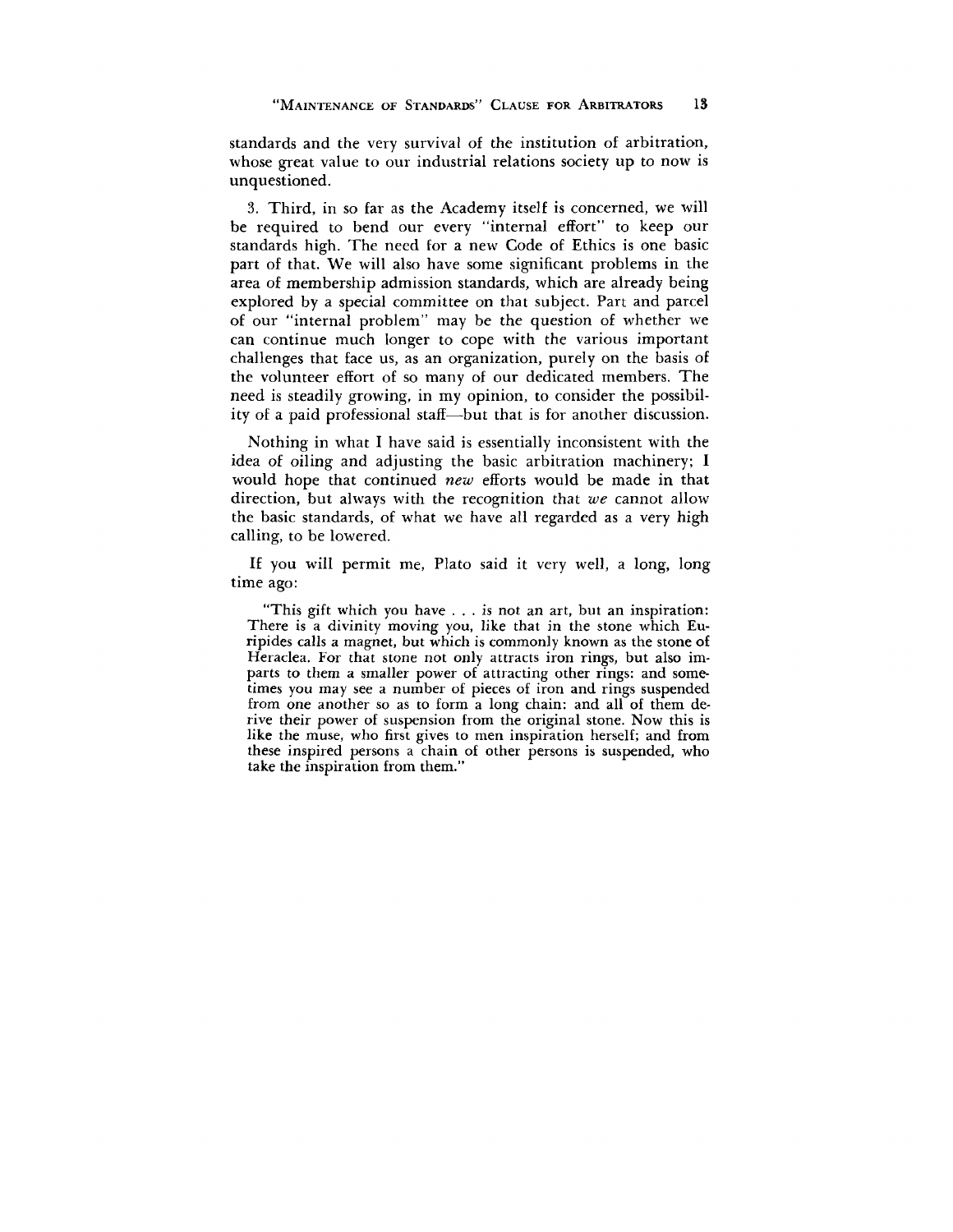standards and the very survival of the institution of arbitration, whose great value to our industrial relations society up to now is unquestioned.

3. Third, in so far as the Academy itself is concerned, we will be required to bend our every "internal effort" to keep our standards high. The need for a new Code of Ethics is one basic part of that. We will also have some significant problems in the area of membership admission standards, which are already being explored by a special committee on that subject. Part and parcel of our "internal problem" may be the question of whether we can continue much longer to cope with the various important challenges that face us, as an organization, purely on the basis of the volunteer effort of so many of our dedicated members. The need is steadily growing, in my opinion, to consider the possibility of a paid professional staff—but that is for another discussion.

Nothing in what I have said is essentially inconsistent with the idea of oiling and adjusting the basic arbitration machinery; I would hope that continued *new* efforts would be made in that direction, but always with the recognition that *we* cannot allow the basic standards, of what we have all regarded as a very high calling, to be lowered.

If you will permit me, Plato said it very well, a long, long time ago:

> "This gift which you have . . . is not an art, but an inspiration: There is a divinity moving you, like that in the stone which Euripides calls a magnet, but which is commonly known as the stone of Heraclea. For that stone not only attracts iron rings, but also imparts to them a smaller power of attracting other rings: and sometimes you may see a number of pieces of iron and rings suspended from one another so as to form a long chain: and all of them derive their power of suspension from the original stone. Now this is like the muse, who first gives to men inspiration herself; and from these inspired persons a chain of other persons is suspended, who take the inspiration from them."